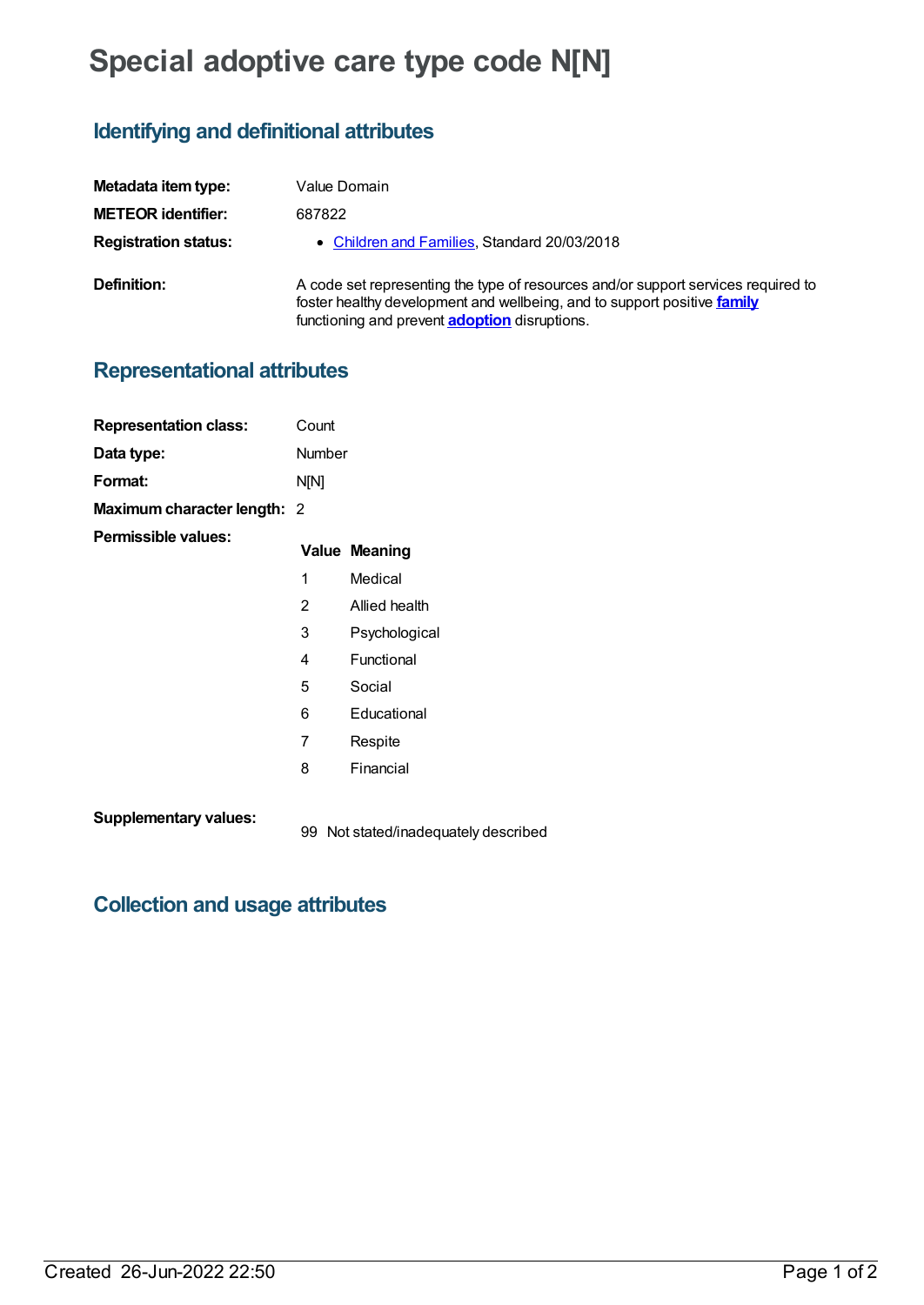# Special adoptive care type code N[N]

## Identifying and definitional attributes

| | |
|---|---|
| **Metadata item type:** | Value Domain |
| **METEOR identifier:** | 687822 |
| **Registration status:** | • Children and Families, Standard 20/03/2018 |
| **Definition:** | A code set representing the type of resources and/or support services required to foster healthy development and wellbeing, and to support positive **family** functioning and prevent **adoption** disruptions. |

## Representational attributes

| | |
|---|---|
| **Representation class:** | Count |
| **Data type:** | Number |
| **Format:** | N[N] |
| **Maximum character length:** | 2 |

**Permissible values:**

| Value | Meaning |
|---|---|
| 1 | Medical |
| 2 | Allied health |
| 3 | Psychological |
| 4 | Functional |
| 5 | Social |
| 6 | Educational |
| 7 | Respite |
| 8 | Financial |

**Supplementary values:**

| Value | Meaning |
|---|---|
| 99 | Not stated/inadequately described |

## Collection and usage attributes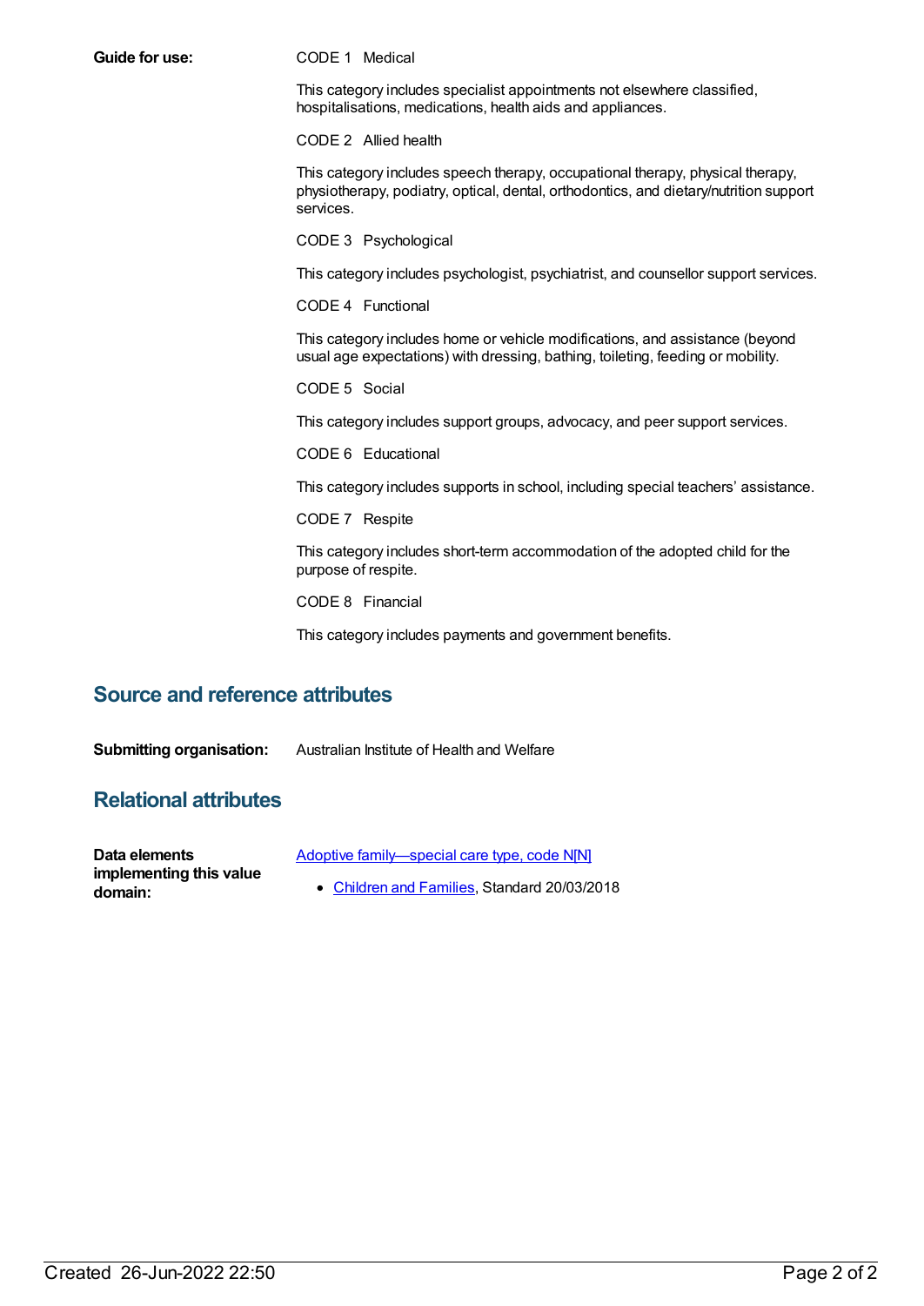**Guide for use:**

CODE 1 Medical

This category includes specialist appointments not elsewhere classified, hospitalisations, medications, health aids and appliances.

CODE 2 Allied health

This category includes speech therapy, occupational therapy, physical therapy, physiotherapy, podiatry, optical, dental, orthodontics, and dietary/nutrition support services.

CODE 3 Psychological

This category includes psychologist, psychiatrist, and counsellor support services.

CODE 4 Functional

This category includes home or vehicle modifications, and assistance (beyond usual age expectations) with dressing, bathing, toileting, feeding or mobility.

CODE 5 Social

This category includes support groups, advocacy, and peer support services.

CODE 6 Educational

This category includes supports in school, including special teachers' assistance.

CODE 7 Respite

This category includes short-term accommodation of the adopted child for the purpose of respite.

CODE 8 Financial

This category includes payments and government benefits.

## Source and reference attributes

**Submitting organisation:** Australian Institute of Health and Welfare

## Relational attributes

**Data elements implementing this value domain:**

Adoptive family—special care type, code N[N]

- Children and Families, Standard 20/03/2018